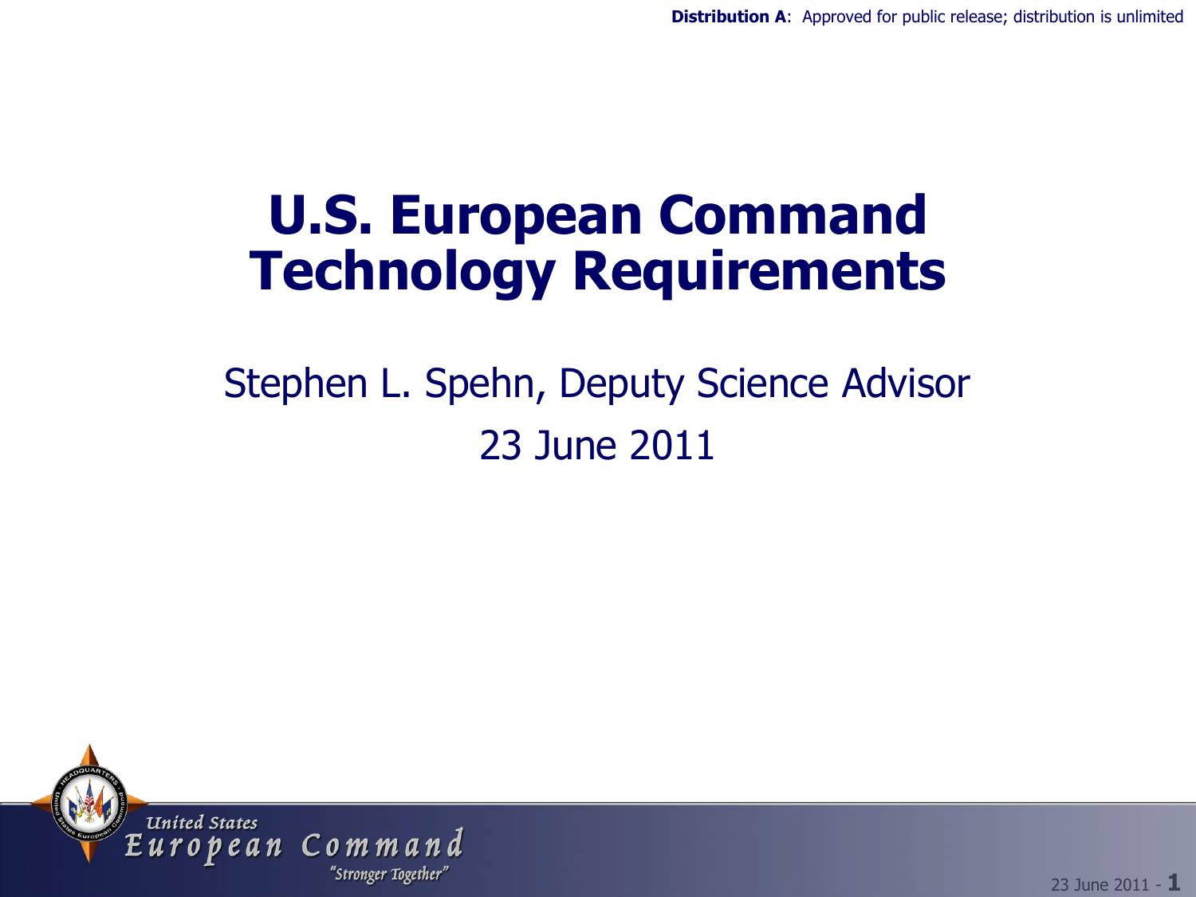**Distribution A**: Approved for public release; distribution is unlimited

# U.S. European Command Technology Requirements

Stephen L. Spehn, Deputy Science Advisor

23 June 2011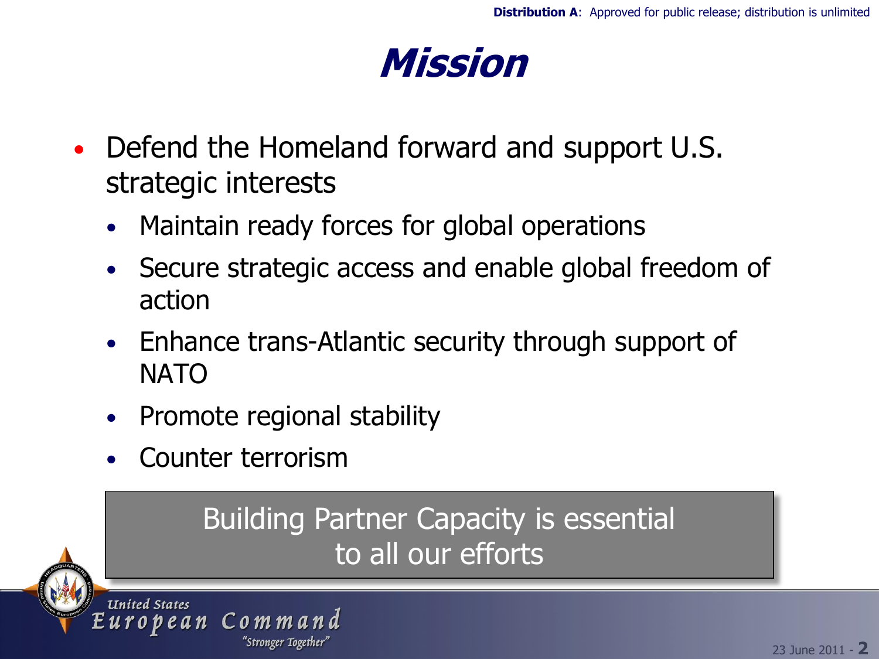# Mission

- Defend the Homeland forward and support U.S. strategic interests
  - Maintain ready forces for global operations
  - Secure strategic access and enable global freedom of action
  - Enhance trans-Atlantic security through support of NATO
  - Promote regional stability
  - Counter terrorism

Building Partner Capacity is essential to all our efforts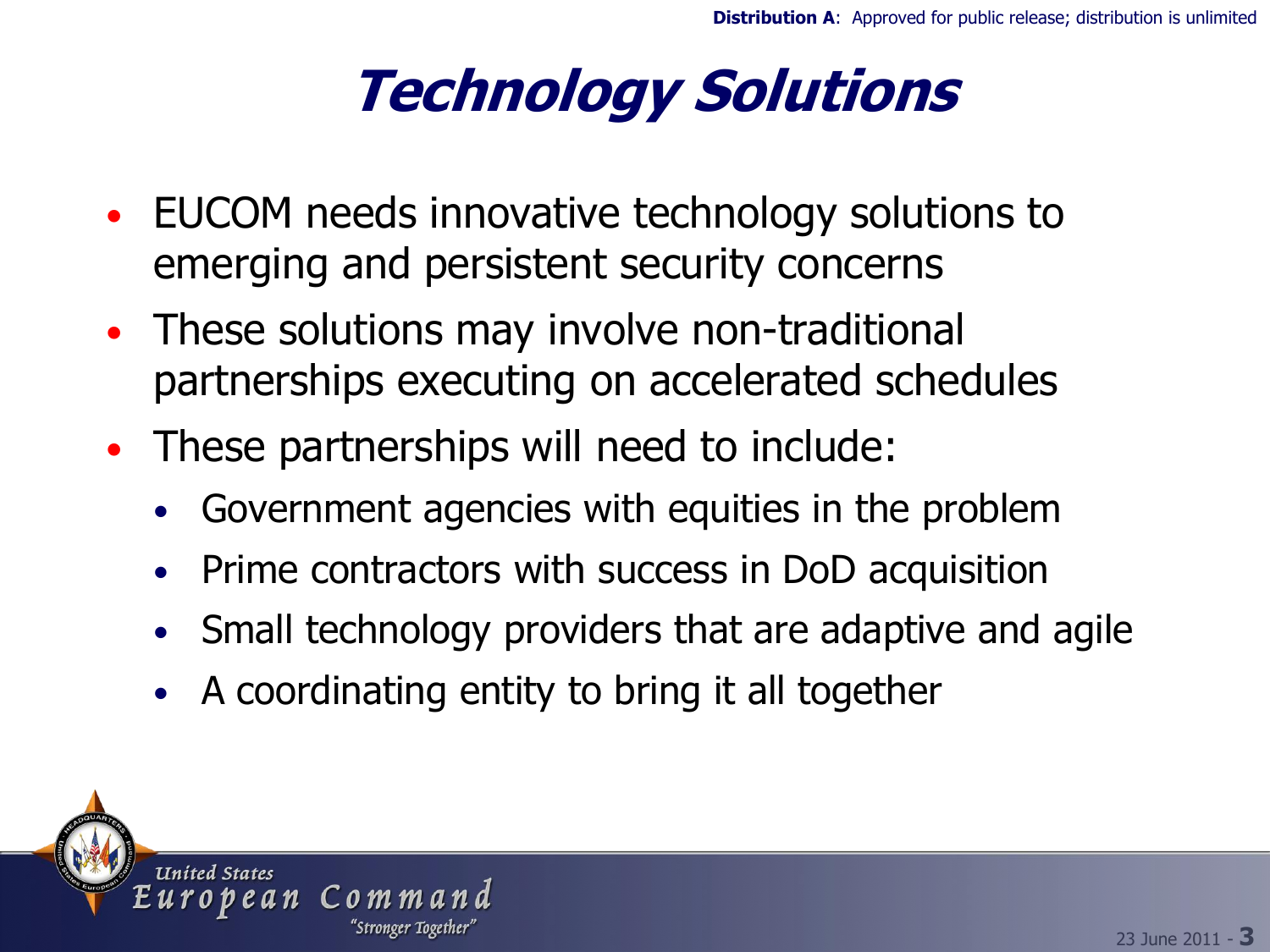# Technology Solutions

- EUCOM needs innovative technology solutions to emerging and persistent security concerns
- These solutions may involve non-traditional partnerships executing on accelerated schedules
- These partnerships will need to include:
  - Government agencies with equities in the problem
  - Prime contractors with success in DoD acquisition
  - Small technology providers that are adaptive and agile
  - A coordinating entity to bring it all together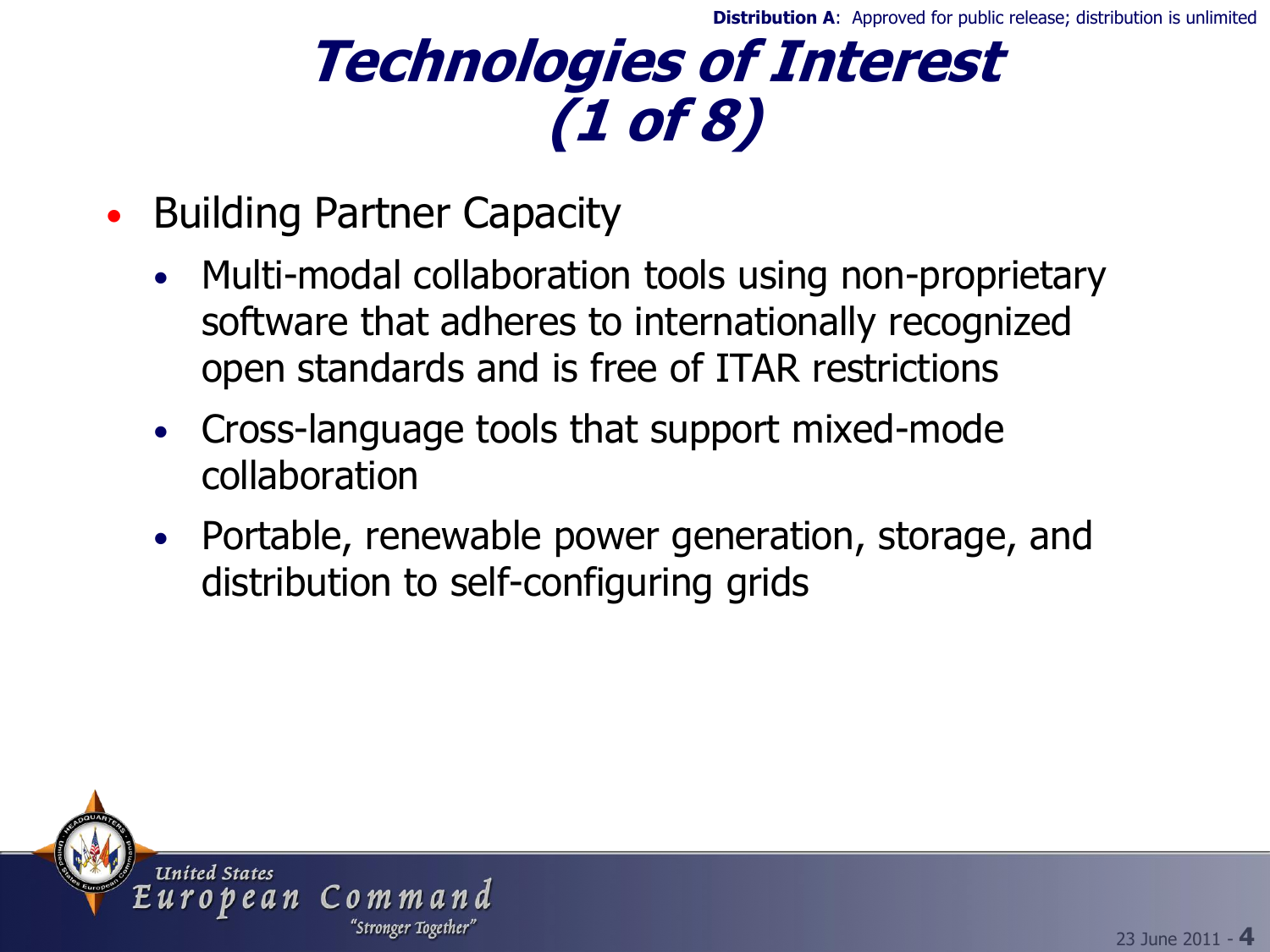# Technologies of Interest (1 of 8)

- Building Partner Capacity
  - Multi-modal collaboration tools using non-proprietary software that adheres to internationally recognized open standards and is free of ITAR restrictions
  - Cross-language tools that support mixed-mode collaboration
  - Portable, renewable power generation, storage, and distribution to self-configuring grids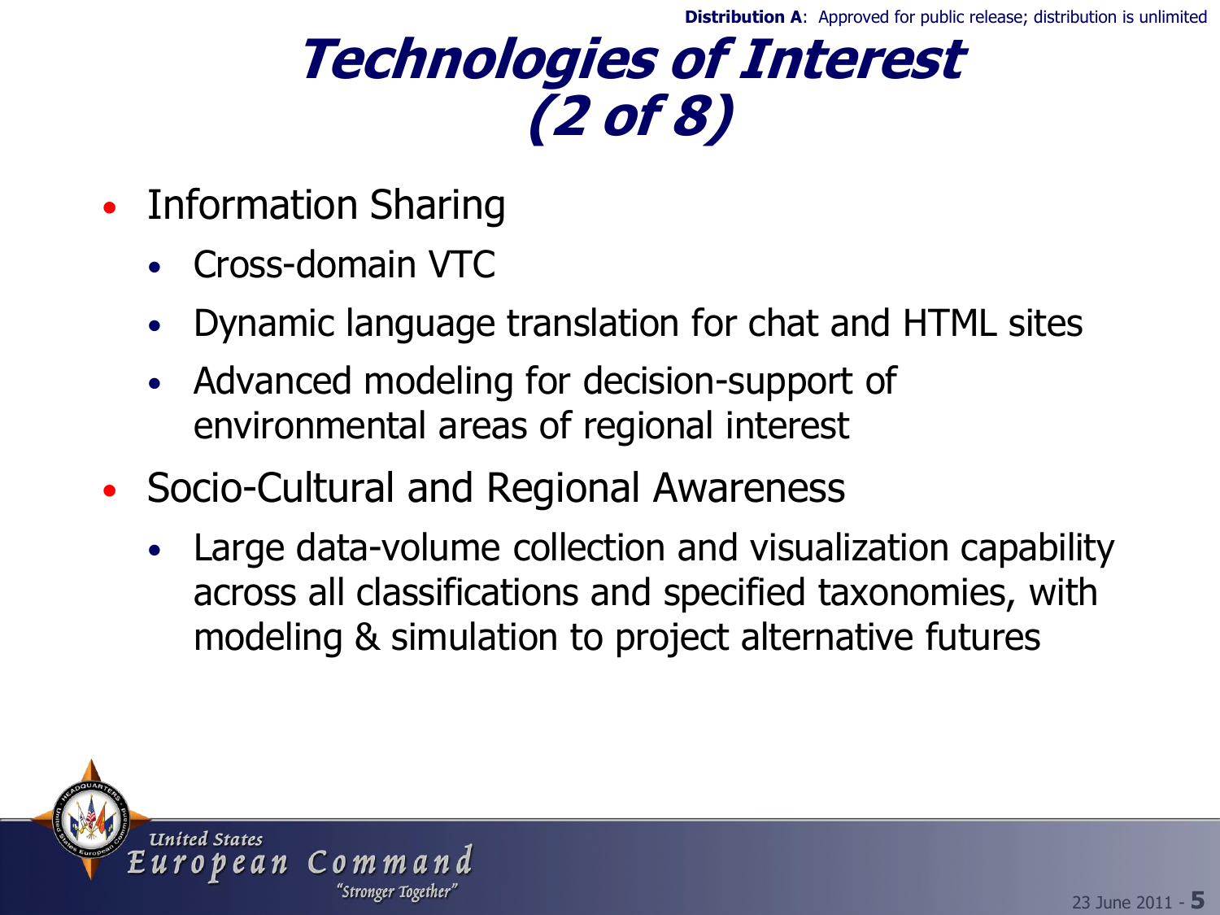# Technologies of Interest (2 of 8)

- Information Sharing
  - Cross-domain VTC
  - Dynamic language translation for chat and HTML sites
  - Advanced modeling for decision-support of environmental areas of regional interest
- Socio-Cultural and Regional Awareness
  - Large data-volume collection and visualization capability across all classifications and specified taxonomies, with modeling & simulation to project alternative futures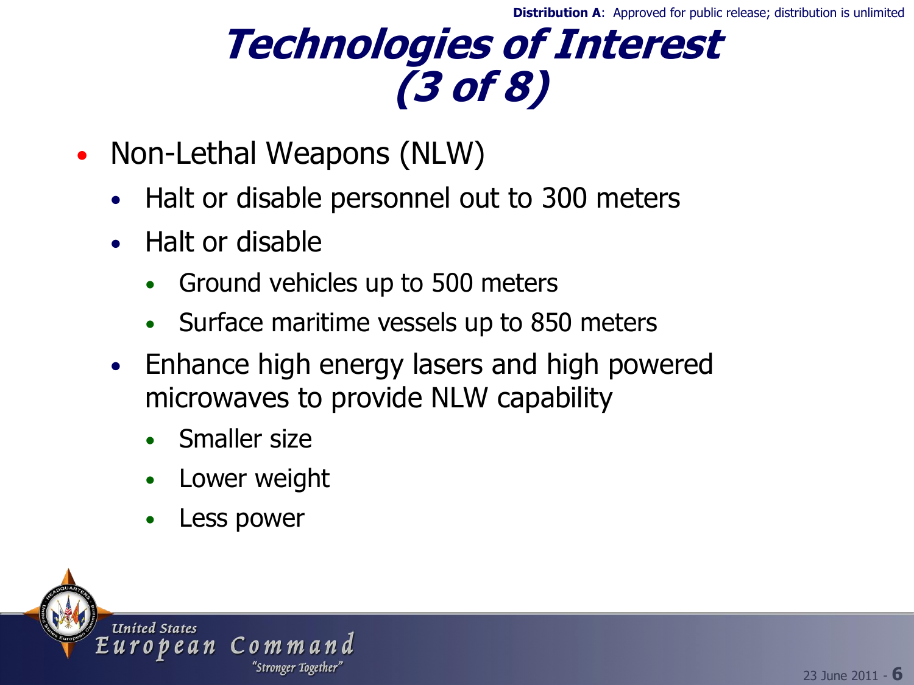# Technologies of Interest (3 of 8)

- Non-Lethal Weapons (NLW)
  - Halt or disable personnel out to 300 meters
  - Halt or disable
    - Ground vehicles up to 500 meters
    - Surface maritime vessels up to 850 meters
  - Enhance high energy lasers and high powered microwaves to provide NLW capability
    - Smaller size
    - Lower weight
    - Less power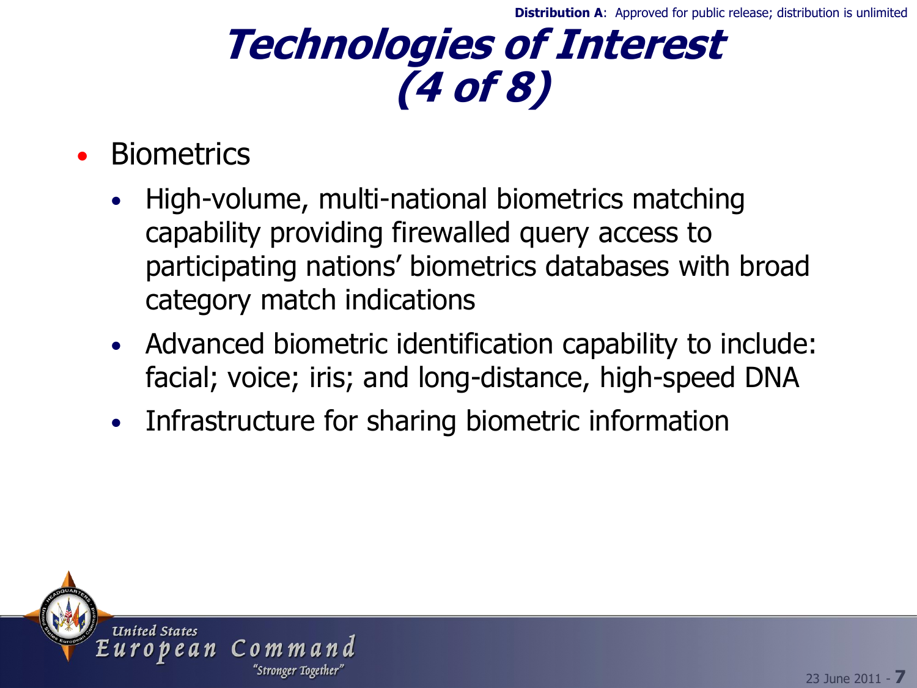# Technologies of Interest (4 of 8)

- Biometrics
  - High-volume, multi-national biometrics matching capability providing firewalled query access to participating nations' biometrics databases with broad category match indications
  - Advanced biometric identification capability to include: facial; voice; iris; and long-distance, high-speed DNA
  - Infrastructure for sharing biometric information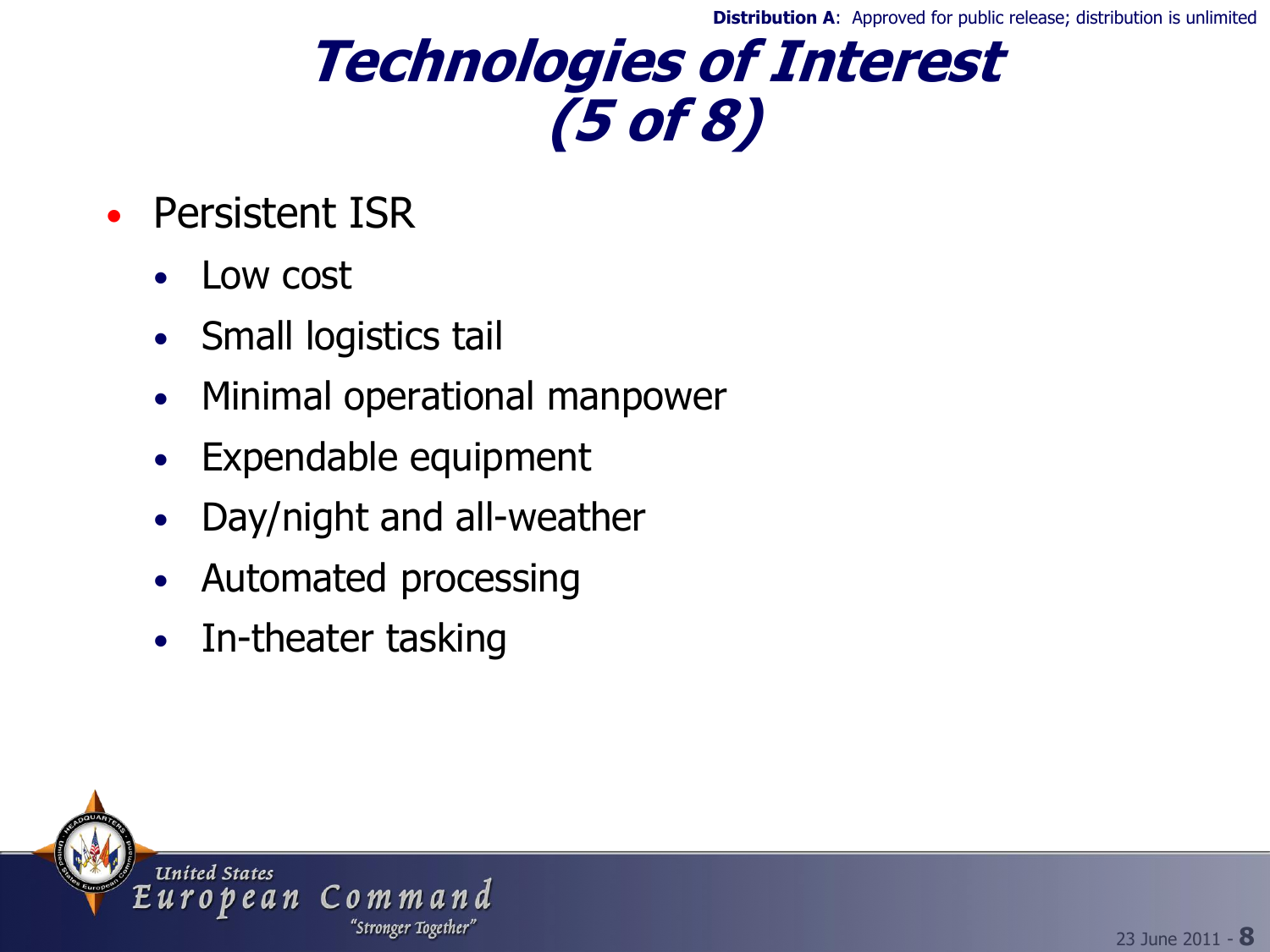**Distribution A**: Approved for public release; distribution is unlimited

# *Technologies of Interest (5 of 8)*

- Persistent ISR
  - Low cost
  - Small logistics tail
  - Minimal operational manpower
  - Expendable equipment
  - Day/night and all-weather
  - Automated processing
  - In-theater tasking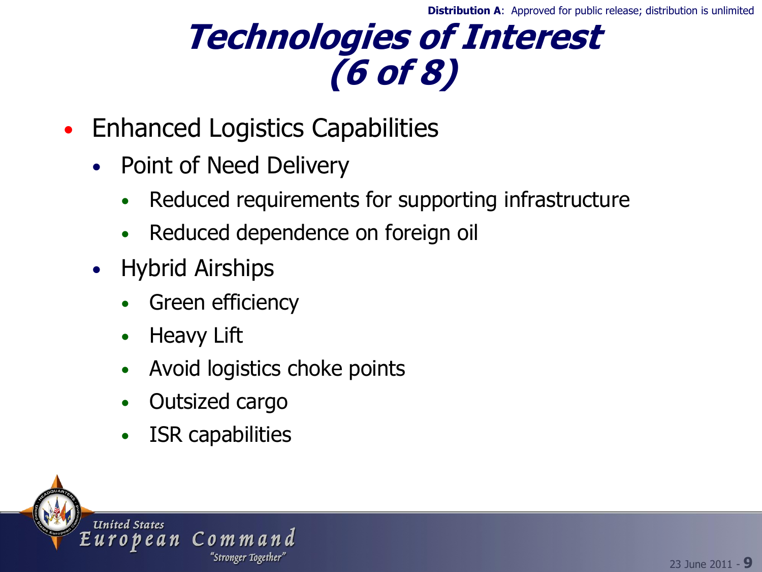# Technologies of Interest (6 of 8)

- Enhanced Logistics Capabilities
  - Point of Need Delivery
    - Reduced requirements for supporting infrastructure
    - Reduced dependence on foreign oil
  - Hybrid Airships
    - Green efficiency
    - Heavy Lift
    - Avoid logistics choke points
    - Outsized cargo
    - ISR capabilities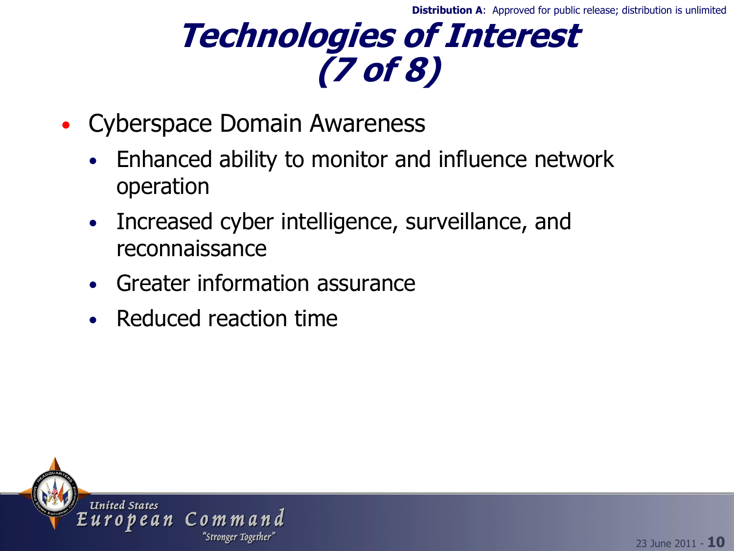# Technologies of Interest (7 of 8)

- Cyberspace Domain Awareness
  - Enhanced ability to monitor and influence network operation
  - Increased cyber intelligence, surveillance, and reconnaissance
  - Greater information assurance
  - Reduced reaction time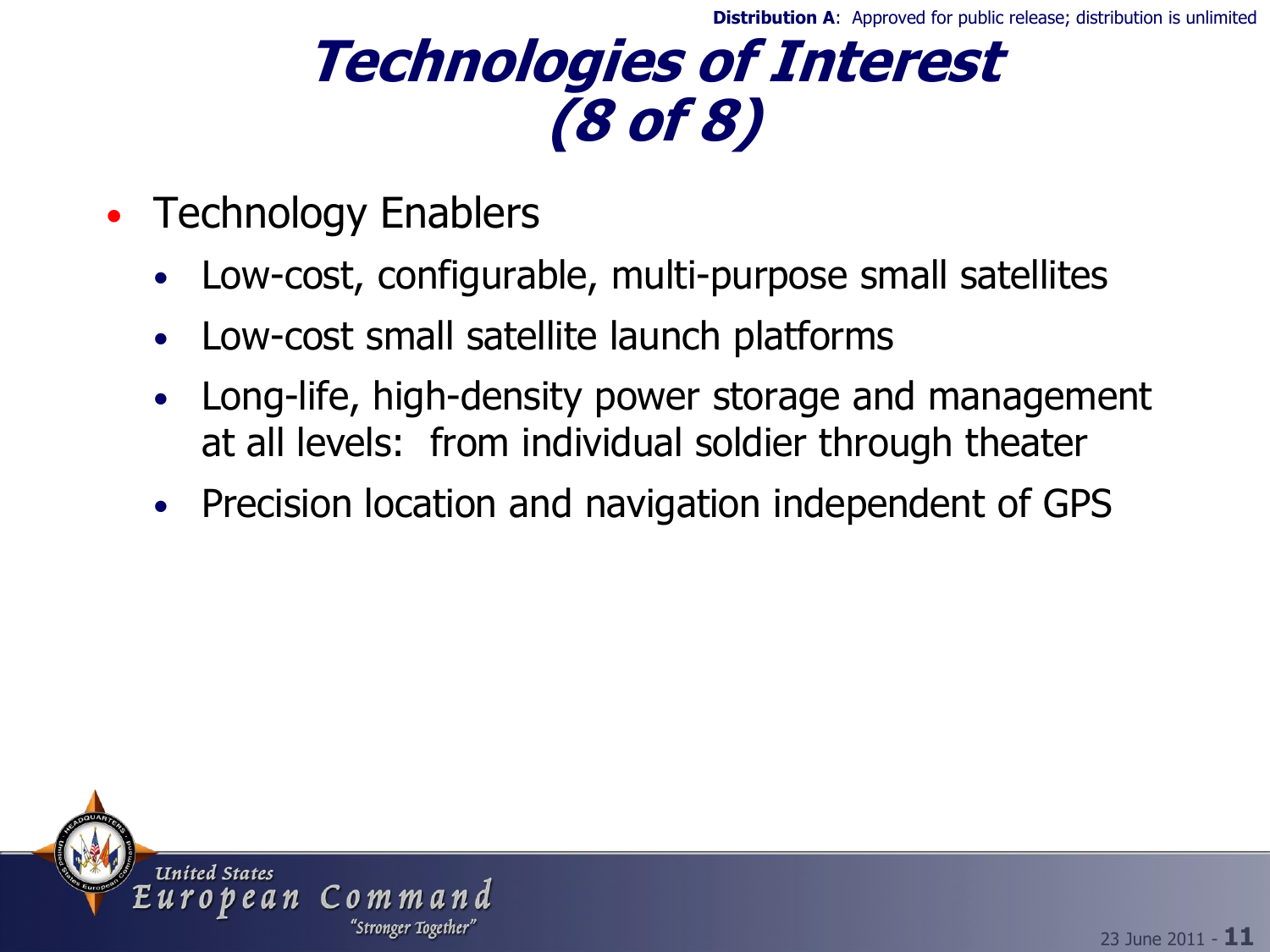# Technologies of Interest (8 of 8)

- Technology Enablers
  - Low-cost, configurable, multi-purpose small satellites
  - Low-cost small satellite launch platforms
  - Long-life, high-density power storage and management at all levels: from individual soldier through theater
  - Precision location and navigation independent of GPS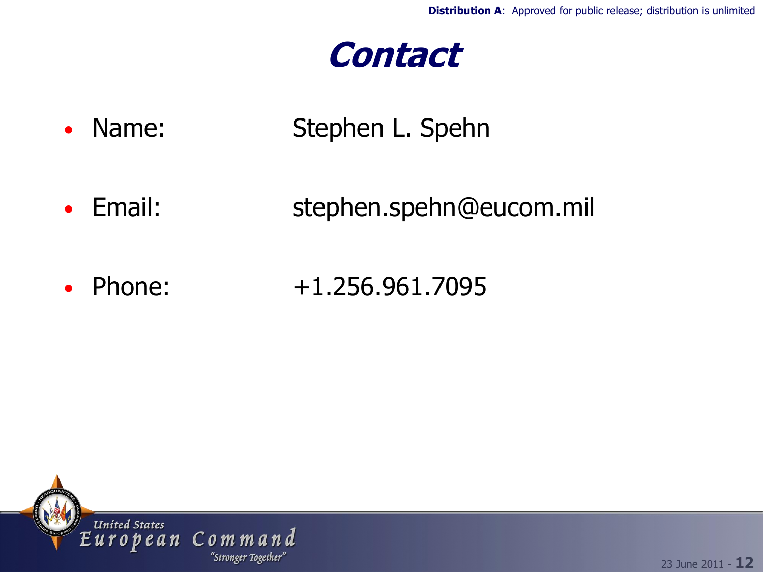# Contact

- Name: Stephen L. Spehn
- Email: stephen.spehn@eucom.mil
- Phone: +1.256.961.7095